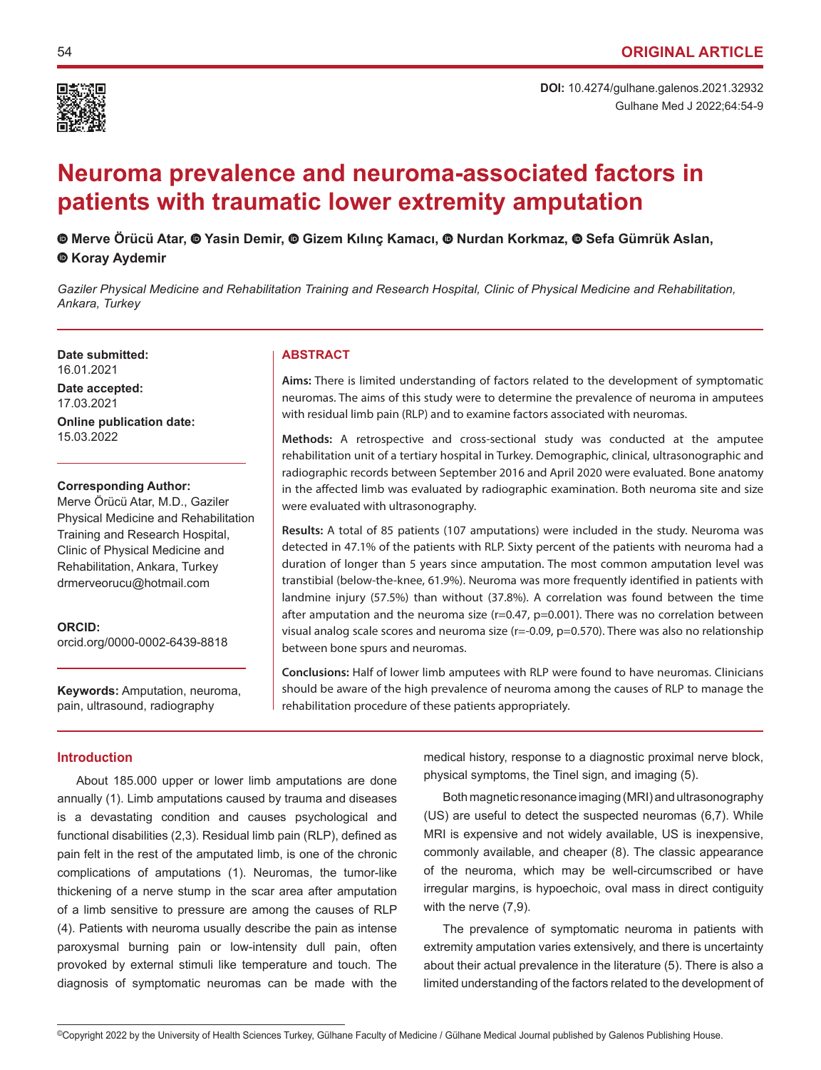ORIGINAL ARTICLE

**DOI:** 10.4274/gulhane.galenos.2021.32932

# Neuroma prevalence and neuroma-associated factors in patients with traumatic lower extremity amputation

**Merve Örücü Atar, Yasin Demir, Gizem Kılınç Kamacı, Nurdan Korkmaz, Sefa Gümrük Aslan, Koray Aydemir**

*Gaziler Physical Medicine and Rehabilitation Training and Research Hospital, Clinic of Physical Medicine and Rehabilitation, Ankara, Turkey*

**Date submitted:**
16.01.2021

**Date accepted:**
17.03.2021

**Online publication date:**
15.03.2022

**Corresponding Author:**
Merve Örücü Atar, M.D., Gaziler Physical Medicine and Rehabilitation Training and Research Hospital, Clinic of Physical Medicine and Rehabilitation, Ankara, Turkey
drmerveorucu@hotmail.com

**ORCID:**
orcid.org/0000-0002-6439-8818

**Keywords:** Amputation, neuroma, pain, ultrasound, radiography

## ABSTRACT

**Aims:** There is limited understanding of factors related to the development of symptomatic neuromas. The aims of this study were to determine the prevalence of neuroma in amputees with residual limb pain (RLP) and to examine factors associated with neuromas.

**Methods:** A retrospective and cross-sectional study was conducted at the amputee rehabilitation unit of a tertiary hospital in Turkey. Demographic, clinical, ultrasonographic and radiographic records between September 2016 and April 2020 were evaluated. Bone anatomy in the affected limb was evaluated by radiographic examination. Both neuroma site and size were evaluated with ultrasonography.

**Results:** A total of 85 patients (107 amputations) were included in the study. Neuroma was detected in 47.1% of the patients with RLP. Sixty percent of the patients with neuroma had a duration of longer than 5 years since amputation. The most common amputation level was transtibial (below-the-knee, 61.9%). Neuroma was more frequently identified in patients with landmine injury (57.5%) than without (37.8%). A correlation was found between the time after amputation and the neuroma size (r=0.47, p=0.001). There was no correlation between visual analog scale scores and neuroma size (r=-0.09, p=0.570). There was also no relationship between bone spurs and neuromas.

**Conclusions:** Half of lower limb amputees with RLP were found to have neuromas. Clinicians should be aware of the high prevalence of neuroma among the causes of RLP to manage the rehabilitation procedure of these patients appropriately.

## Introduction

About 185.000 upper or lower limb amputations are done annually (1). Limb amputations caused by trauma and diseases is a devastating condition and causes psychological and functional disabilities (2,3). Residual limb pain (RLP), defined as pain felt in the rest of the amputated limb, is one of the chronic complications of amputations (1). Neuromas, the tumor-like thickening of a nerve stump in the scar area after amputation of a limb sensitive to pressure are among the causes of RLP (4). Patients with neuroma usually describe the pain as intense paroxysmal burning pain or low-intensity dull pain, often provoked by external stimuli like temperature and touch. The diagnosis of symptomatic neuromas can be made with the medical history, response to a diagnostic proximal nerve block, physical symptoms, the Tinel sign, and imaging (5).

Both magnetic resonance imaging (MRI) and ultrasonography (US) are useful to detect the suspected neuromas (6,7). While MRI is expensive and not widely available, US is inexpensive, commonly available, and cheaper (8). The classic appearance of the neuroma, which may be well-circumscribed or have irregular margins, is hypoechoic, oval mass in direct contiguity with the nerve (7,9).

The prevalence of symptomatic neuroma in patients with extremity amputation varies extensively, and there is uncertainty about their actual prevalence in the literature (5). There is also a limited understanding of the factors related to the development of

©Copyright 2022 by the University of Health Sciences Turkey, Gülhane Faculty of Medicine / Gülhane Medical Journal published by Galenos Publishing House.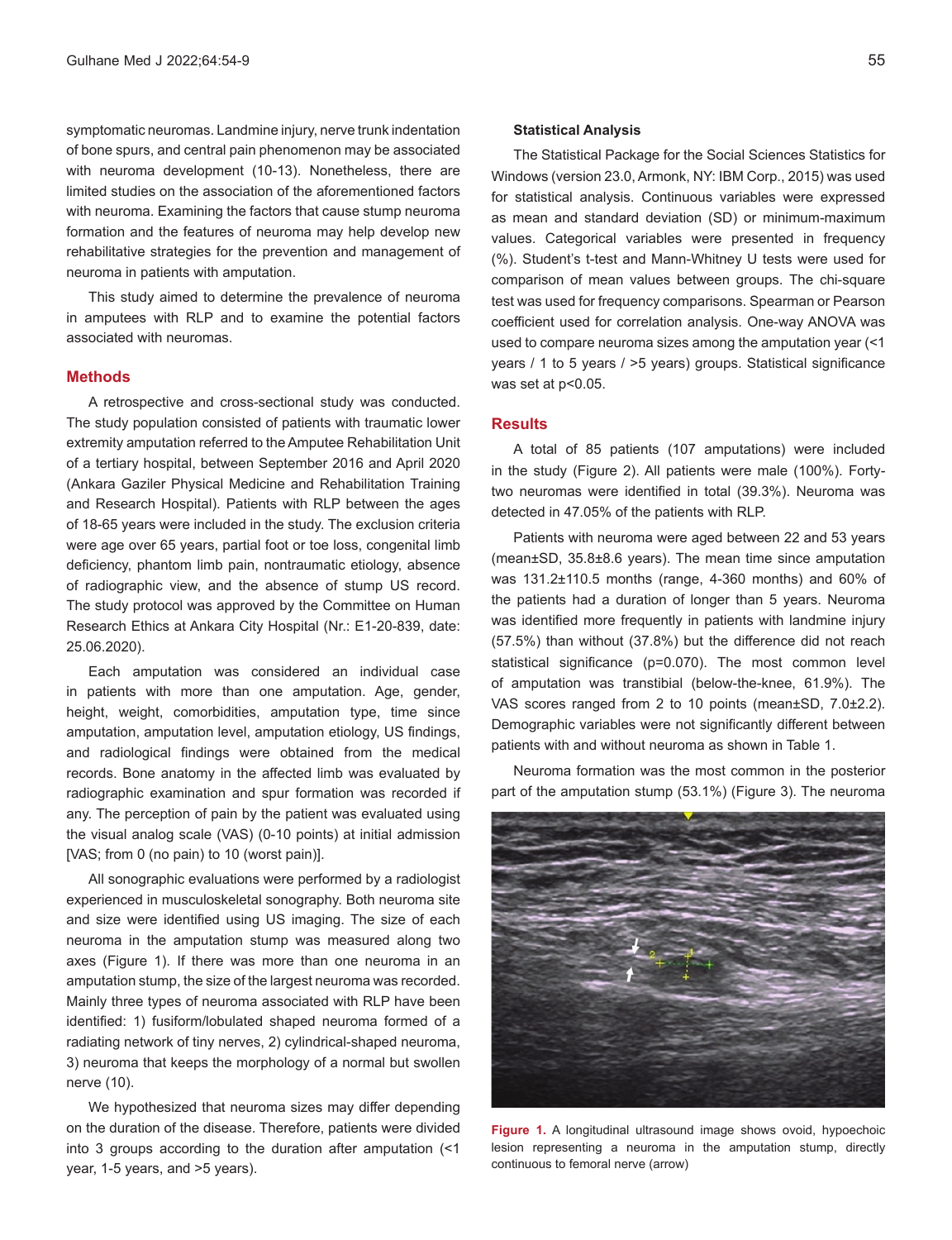symptomatic neuromas. Landmine injury, nerve trunk indentation of bone spurs, and central pain phenomenon may be associated with neuroma development (10-13). Nonetheless, there are limited studies on the association of the aforementioned factors with neuroma. Examining the factors that cause stump neuroma formation and the features of neuroma may help develop new rehabilitative strategies for the prevention and management of neuroma in patients with amputation.

This study aimed to determine the prevalence of neuroma in amputees with RLP and to examine the potential factors associated with neuromas.

## Methods

A retrospective and cross-sectional study was conducted. The study population consisted of patients with traumatic lower extremity amputation referred to the Amputee Rehabilitation Unit of a tertiary hospital, between September 2016 and April 2020 (Ankara Gaziler Physical Medicine and Rehabilitation Training and Research Hospital). Patients with RLP between the ages of 18-65 years were included in the study. The exclusion criteria were age over 65 years, partial foot or toe loss, congenital limb deficiency, phantom limb pain, nontraumatic etiology, absence of radiographic view, and the absence of stump US record. The study protocol was approved by the Committee on Human Research Ethics at Ankara City Hospital (Nr.: E1-20-839, date: 25.06.2020).

Each amputation was considered an individual case in patients with more than one amputation. Age, gender, height, weight, comorbidities, amputation type, time since amputation, amputation level, amputation etiology, US findings, and radiological findings were obtained from the medical records. Bone anatomy in the affected limb was evaluated by radiographic examination and spur formation was recorded if any. The perception of pain by the patient was evaluated using the visual analog scale (VAS) (0-10 points) at initial admission [VAS; from 0 (no pain) to 10 (worst pain)].

All sonographic evaluations were performed by a radiologist experienced in musculoskeletal sonography. Both neuroma site and size were identified using US imaging. The size of each neuroma in the amputation stump was measured along two axes (Figure 1). If there was more than one neuroma in an amputation stump, the size of the largest neuroma was recorded. Mainly three types of neuroma associated with RLP have been identified: 1) fusiform/lobulated shaped neuroma formed of a radiating network of tiny nerves, 2) cylindrical-shaped neuroma, 3) neuroma that keeps the morphology of a normal but swollen nerve (10).

We hypothesized that neuroma sizes may differ depending on the duration of the disease. Therefore, patients were divided into 3 groups according to the duration after amputation (<1 year, 1-5 years, and >5 years).

### Statistical Analysis

The Statistical Package for the Social Sciences Statistics for Windows (version 23.0, Armonk, NY: IBM Corp., 2015) was used for statistical analysis. Continuous variables were expressed as mean and standard deviation (SD) or minimum-maximum values. Categorical variables were presented in frequency (%). Student's t-test and Mann-Whitney U tests were used for comparison of mean values between groups. The chi-square test was used for frequency comparisons. Spearman or Pearson coefficient used for correlation analysis. One-way ANOVA was used to compare neuroma sizes among the amputation year (<1 years / 1 to 5 years / >5 years) groups. Statistical significance was set at $p<0.05$.

## Results

A total of 85 patients (107 amputations) were included in the study (Figure 2). All patients were male (100%). Forty-two neuromas were identified in total (39.3%). Neuroma was detected in 47.05% of the patients with RLP.

Patients with neuroma were aged between 22 and 53 years (mean±SD, 35.8±8.6 years). The mean time since amputation was 131.2±110.5 months (range, 4-360 months) and 60% of the patients had a duration of longer than 5 years. Neuroma was identified more frequently in patients with landmine injury (57.5%) than without (37.8%) but the difference did not reach statistical significance ($p=0.070$). The most common level of amputation was transtibial (below-the-knee, 61.9%). The VAS scores ranged from 2 to 10 points (mean±SD, 7.0±2.2). Demographic variables were not significantly different between patients with and without neuroma as shown in Table 1.

Neuroma formation was the most common in the posterior part of the amputation stump (53.1%) (Figure 3). The neuroma

**Figure 1.** A longitudinal ultrasound image shows ovoid, hypoechoic lesion representing a neuroma in the amputation stump, directly continuous to femoral nerve (arrow)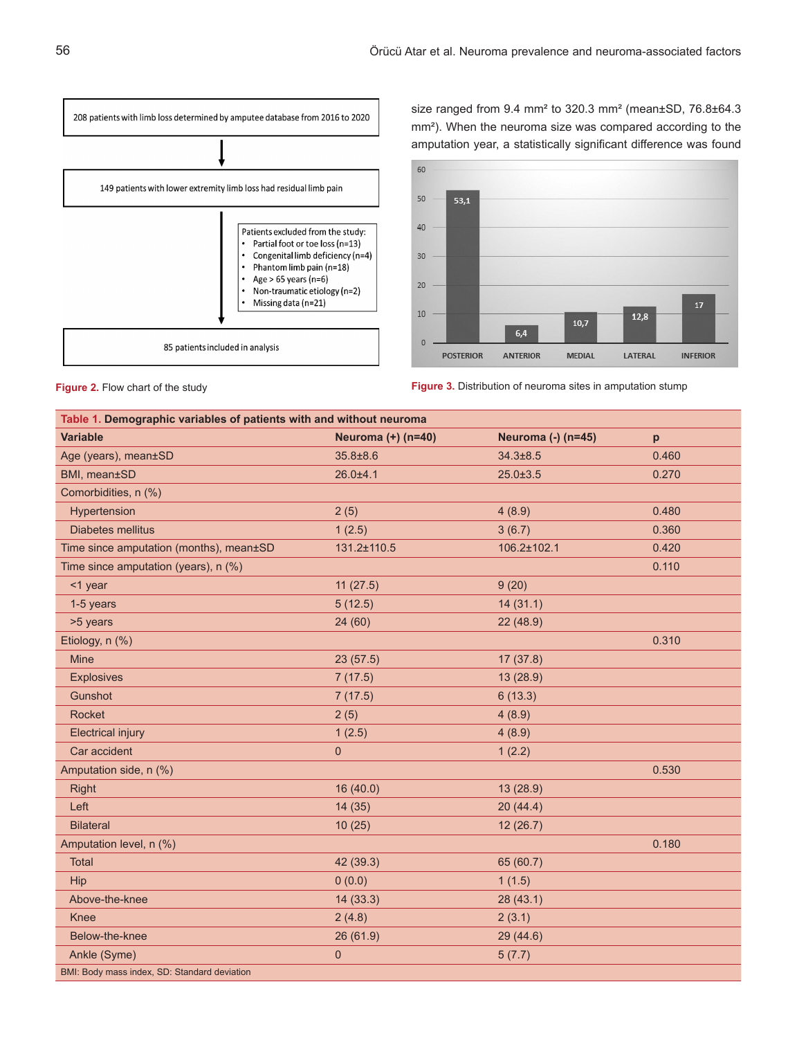208 patients with limb loss determined by amputee database from 2016 to 2020

149 patients with lower extremity limb loss had residual limb pain

Patients excluded from the study:
- Partial foot or toe loss (n=13)
- Congenital limb deficiency (n=4)
- Phantom limb pain (n=18)
- Age > 65 years (n=6)
- Non-traumatic etiology (n=2)
- Missing data (n=21)

85 patients included in analysis

**Figure 2.** Flow chart of the study

size ranged from 9.4 mm² to 320.3 mm² (mean±SD, 76.8±64.3 mm²). When the neuroma size was compared according to the amputation year, a statistically significant difference was found

60
50
40
30
20
10
0
53,1
6,4
10,7
12,8
17
POSTERIOR
ANTERIOR
MEDIAL
LATERAL
INFERIOR

**Figure 3.** Distribution of neuroma sites in amputation stump

**Table 1. Demographic variables of patients with and without neuroma**

| Variable | Neuroma (+) (n=40) | Neuroma (-) (n=45) | p |
|---|---|---|---|
| Age (years), mean±SD | 35.8±8.6 | 34.3±8.5 | 0.460 |
| BMI, mean±SD | 26.0±4.1 | 25.0±3.5 | 0.270 |
| Comorbidities, n (%) | | | |
| Hypertension | 2 (5) | 4 (8.9) | 0.480 |
| Diabetes mellitus | 1 (2.5) | 3 (6.7) | 0.360 |
| Time since amputation (months), mean±SD | 131.2±110.5 | 106.2±102.1 | 0.420 |
| Time since amputation (years), n (%) | | | 0.110 |
| <1 year | 11 (27.5) | 9 (20) | |
| 1-5 years | 5 (12.5) | 14 (31.1) | |
| >5 years | 24 (60) | 22 (48.9) | |
| Etiology, n (%) | | | 0.310 |
| Mine | 23 (57.5) | 17 (37.8) | |
| Explosives | 7 (17.5) | 13 (28.9) | |
| Gunshot | 7 (17.5) | 6 (13.3) | |
| Rocket | 2 (5) | 4 (8.9) | |
| Electrical injury | 1 (2.5) | 4 (8.9) | |
| Car accident | 0 | 1 (2.2) | |
| Amputation side, n (%) | | | 0.530 |
| Right | 16 (40.0) | 13 (28.9) | |
| Left | 14 (35) | 20 (44.4) | |
| Bilateral | 10 (25) | 12 (26.7) | |
| Amputation level, n (%) | | | 0.180 |
| Total | 42 (39.3) | 65 (60.7) | |
| Hip | 0 (0.0) | 1 (1.5) | |
| Above-the-knee | 14 (33.3) | 28 (43.1) | |
| Knee | 2 (4.8) | 2 (3.1) | |
| Below-the-knee | 26 (61.9) | 29 (44.6) | |
| Ankle (Syme) | 0 | 5 (7.7) | |

BMI: Body mass index, SD: Standard deviation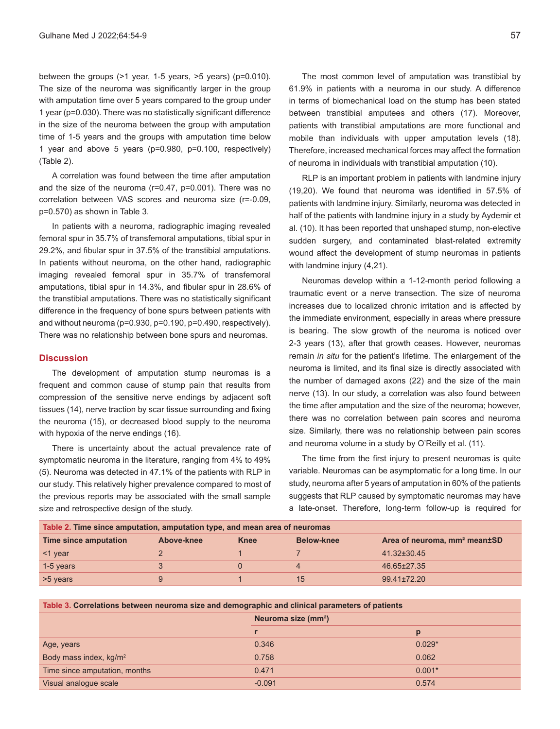between the groups (>1 year, 1-5 years, >5 years) (p=0.010). The size of the neuroma was significantly larger in the group with amputation time over 5 years compared to the group under 1 year (p=0.030). There was no statistically significant difference in the size of the neuroma between the group with amputation time of 1-5 years and the groups with amputation time below 1 year and above 5 years (p=0.980, p=0.100, respectively) (Table 2).

A correlation was found between the time after amputation and the size of the neuroma (r=0.47, p=0.001). There was no correlation between VAS scores and neuroma size (r=-0.09, p=0.570) as shown in Table 3.

In patients with a neuroma, radiographic imaging revealed femoral spur in 35.7% of transfemoral amputations, tibial spur in 29.2%, and fibular spur in 37.5% of the transtibial amputations. In patients without neuroma, on the other hand, radiographic imaging revealed femoral spur in 35.7% of transfemoral amputations, tibial spur in 14.3%, and fibular spur in 28.6% of the transtibial amputations. There was no statistically significant difference in the frequency of bone spurs between patients with and without neuroma (p=0.930, p=0.190, p=0.490, respectively). There was no relationship between bone spurs and neuromas.

## Discussion

The development of amputation stump neuromas is a frequent and common cause of stump pain that results from compression of the sensitive nerve endings by adjacent soft tissues (14), nerve traction by scar tissue surrounding and fixing the neuroma (15), or decreased blood supply to the neuroma with hypoxia of the nerve endings (16).

There is uncertainty about the actual prevalence rate of symptomatic neuroma in the literature, ranging from 4% to 49% (5). Neuroma was detected in 47.1% of the patients with RLP in our study. This relatively higher prevalence compared to most of the previous reports may be associated with the small sample size and retrospective design of the study.

The most common level of amputation was transtibial by 61.9% in patients with a neuroma in our study. A difference in terms of biomechanical load on the stump has been stated between transtibial amputees and others (17). Moreover, patients with transtibial amputations are more functional and mobile than individuals with upper amputation levels (18). Therefore, increased mechanical forces may affect the formation of neuroma in individuals with transtibial amputation (10).

RLP is an important problem in patients with landmine injury (19,20). We found that neuroma was identified in 57.5% of patients with landmine injury. Similarly, neuroma was detected in half of the patients with landmine injury in a study by Aydemir et al. (10). It has been reported that unshaped stump, non-elective sudden surgery, and contaminated blast-related extremity wound affect the development of stump neuromas in patients with landmine injury (4,21).

Neuromas develop within a 1-12-month period following a traumatic event or a nerve transection. The size of neuroma increases due to localized chronic irritation and is affected by the immediate environment, especially in areas where pressure is bearing. The slow growth of the neuroma is noticed over 2-3 years (13), after that growth ceases. However, neuromas remain *in situ* for the patient's lifetime. The enlargement of the neuroma is limited, and its final size is directly associated with the number of damaged axons (22) and the size of the main nerve (13). In our study, a correlation was also found between the time after amputation and the size of the neuroma; however, there was no correlation between pain scores and neuroma size. Similarly, there was no relationship between pain scores and neuroma volume in a study by O'Reilly et al. (11).

The time from the first injury to present neuromas is quite variable. Neuromas can be asymptomatic for a long time. In our study, neuroma after 5 years of amputation in 60% of the patients suggests that RLP caused by symptomatic neuromas may have a late-onset. Therefore, long-term follow-up is required for

**Table 2. Time since amputation, amputation type, and mean area of neuromas**

| Time since amputation | Above-knee | Knee | Below-knee | Area of neuroma, mm² mean±SD |
|---|---|---|---|---|
| <1 year | 2 | 1 | 7 | 41.32±30.45 |
| 1-5 years | 3 | 0 | 4 | 46.65±27.35 |
| >5 years | 9 | 1 | 15 | 99.41±72.20 |

**Table 3. Correlations between neuroma size and demographic and clinical parameters of patients**

| | Neuroma size (mm²) | |
|---|---|---|
| | r | p |
| Age, years | 0.346 | 0.029* |
| Body mass index, kg/m² | 0.758 | 0.062 |
| Time since amputation, months | 0.471 | 0.001* |
| Visual analogue scale | -0.091 | 0.574 |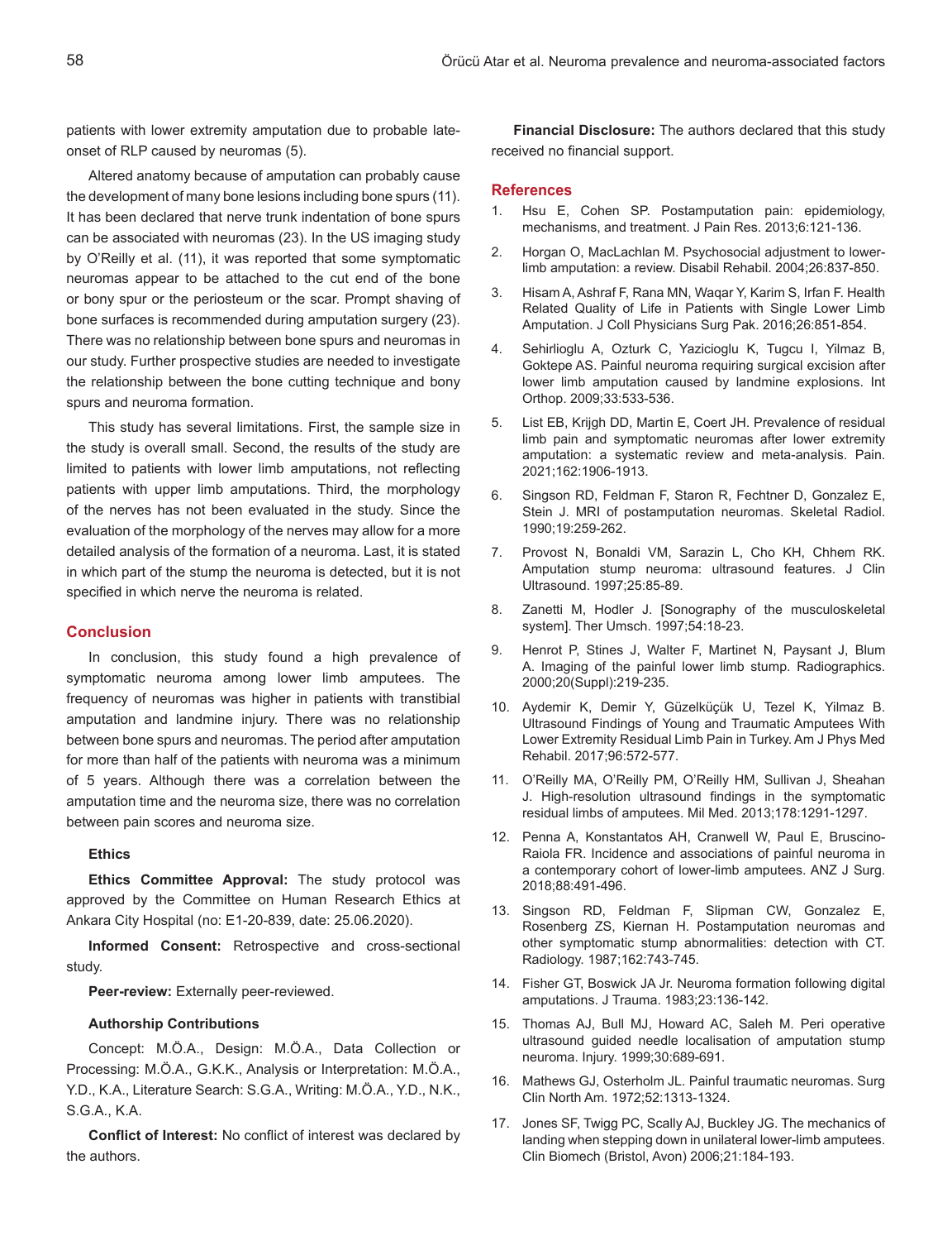patients with lower extremity amputation due to probable late-onset of RLP caused by neuromas (5).

Altered anatomy because of amputation can probably cause the development of many bone lesions including bone spurs (11). It has been declared that nerve trunk indentation of bone spurs can be associated with neuromas (23). In the US imaging study by O'Reilly et al. (11), it was reported that some symptomatic neuromas appear to be attached to the cut end of the bone or bony spur or the periosteum or the scar. Prompt shaving of bone surfaces is recommended during amputation surgery (23). There was no relationship between bone spurs and neuromas in our study. Further prospective studies are needed to investigate the relationship between the bone cutting technique and bony spurs and neuroma formation.

This study has several limitations. First, the sample size in the study is overall small. Second, the results of the study are limited to patients with lower limb amputations, not reflecting patients with upper limb amputations. Third, the morphology of the nerves has not been evaluated in the study. Since the evaluation of the morphology of the nerves may allow for a more detailed analysis of the formation of a neuroma. Last, it is stated in which part of the stump the neuroma is detected, but it is not specified in which nerve the neuroma is related.

## Conclusion

In conclusion, this study found a high prevalence of symptomatic neuroma among lower limb amputees. The frequency of neuromas was higher in patients with transtibial amputation and landmine injury. There was no relationship between bone spurs and neuromas. The period after amputation for more than half of the patients with neuroma was a minimum of 5 years. Although there was a correlation between the amputation time and the neuroma size, there was no correlation between pain scores and neuroma size.

### Ethics

**Ethics Committee Approval:** The study protocol was approved by the Committee on Human Research Ethics at Ankara City Hospital (no: E1-20-839, date: 25.06.2020).

**Informed Consent:** Retrospective and cross-sectional study.

**Peer-review:** Externally peer-reviewed.

### Authorship Contributions

Concept: M.Ö.A., Design: M.Ö.A., Data Collection or Processing: M.Ö.A., G.K.K., Analysis or Interpretation: M.Ö.A., Y.D., K.A., Literature Search: S.G.A., Writing: M.Ö.A., Y.D., N.K., S.G.A., K.A.

**Conflict of Interest:** No conflict of interest was declared by the authors.

**Financial Disclosure:** The authors declared that this study received no financial support.

## References

1. Hsu E, Cohen SP. Postamputation pain: epidemiology, mechanisms, and treatment. J Pain Res. 2013;6:121-136.
2. Horgan O, MacLachlan M. Psychosocial adjustment to lower-limb amputation: a review. Disabil Rehabil. 2004;26:837-850.
3. Hisam A, Ashraf F, Rana MN, Waqar Y, Karim S, Irfan F. Health Related Quality of Life in Patients with Single Lower Limb Amputation. J Coll Physicians Surg Pak. 2016;26:851-854.
4. Sehirlioglu A, Ozturk C, Yazicioglu K, Tugcu I, Yilmaz B, Goktepe AS. Painful neuroma requiring surgical excision after lower limb amputation caused by landmine explosions. Int Orthop. 2009;33:533-536.
5. List EB, Krijgh DD, Martin E, Coert JH. Prevalence of residual limb pain and symptomatic neuromas after lower extremity amputation: a systematic review and meta-analysis. Pain. 2021;162:1906-1913.
6. Singson RD, Feldman F, Staron R, Fechtner D, Gonzalez E, Stein J. MRI of postamputation neuromas. Skeletal Radiol. 1990;19:259-262.
7. Provost N, Bonaldi VM, Sarazin L, Cho KH, Chhem RK. Amputation stump neuroma: ultrasound features. J Clin Ultrasound. 1997;25:85-89.
8. Zanetti M, Hodler J. [Sonography of the musculoskeletal system]. Ther Umsch. 1997;54:18-23.
9. Henrot P, Stines J, Walter F, Martinet N, Paysant J, Blum A. Imaging of the painful lower limb stump. Radiographics. 2000;20(Suppl):219-235.
10. Aydemir K, Demir Y, Güzelküçük U, Tezel K, Yilmaz B. Ultrasound Findings of Young and Traumatic Amputees With Lower Extremity Residual Limb Pain in Turkey. Am J Phys Med Rehabil. 2017;96:572-577.
11. O'Reilly MA, O'Reilly PM, O'Reilly HM, Sullivan J, Sheahan J. High-resolution ultrasound findings in the symptomatic residual limbs of amputees. Mil Med. 2013;178:1291-1297.
12. Penna A, Konstantatos AH, Cranwell W, Paul E, Bruscino-Raiola FR. Incidence and associations of painful neuroma in a contemporary cohort of lower-limb amputees. ANZ J Surg. 2018;88:491-496.
13. Singson RD, Feldman F, Slipman CW, Gonzalez E, Rosenberg ZS, Kiernan H. Postamputation neuromas and other symptomatic stump abnormalities: detection with CT. Radiology. 1987;162:743-745.
14. Fisher GT, Boswick JA Jr. Neuroma formation following digital amputations. J Trauma. 1983;23:136-142.
15. Thomas AJ, Bull MJ, Howard AC, Saleh M. Peri operative ultrasound guided needle localisation of amputation stump neuroma. Injury. 1999;30:689-691.
16. Mathews GJ, Osterholm JL. Painful traumatic neuromas. Surg Clin North Am. 1972;52:1313-1324.
17. Jones SF, Twigg PC, Scally AJ, Buckley JG. The mechanics of landing when stepping down in unilateral lower-limb amputees. Clin Biomech (Bristol, Avon) 2006;21:184-193.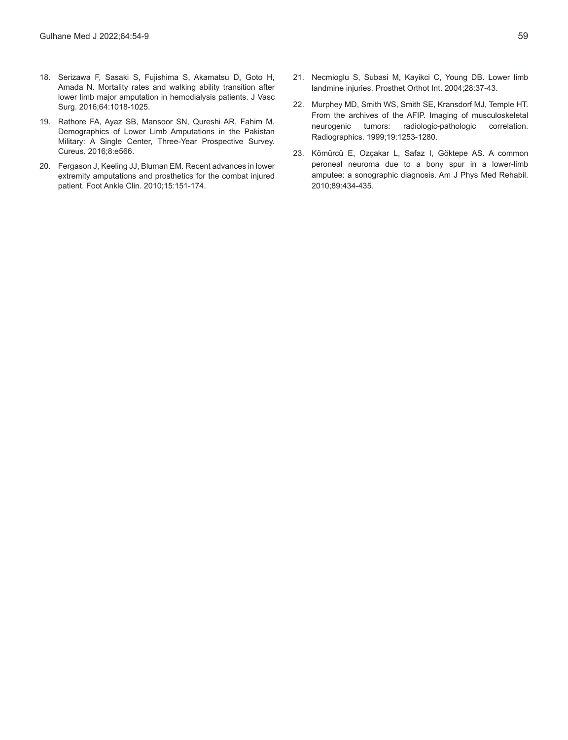18. Serizawa F, Sasaki S, Fujishima S, Akamatsu D, Goto H, Amada N. Mortality rates and walking ability transition after lower limb major amputation in hemodialysis patients. J Vasc Surg. 2016;64:1018-1025.
19. Rathore FA, Ayaz SB, Mansoor SN, Qureshi AR, Fahim M. Demographics of Lower Limb Amputations in the Pakistan Military: A Single Center, Three-Year Prospective Survey. Cureus. 2016;8:e566.
20. Fergason J, Keeling JJ, Bluman EM. Recent advances in lower extremity amputations and prosthetics for the combat injured patient. Foot Ankle Clin. 2010;15:151-174.
21. Necmioglu S, Subasi M, Kayikci C, Young DB. Lower limb landmine injuries. Prosthet Orthot Int. 2004;28:37-43.
22. Murphey MD, Smith WS, Smith SE, Kransdorf MJ, Temple HT. From the archives of the AFIP. Imaging of musculoskeletal neurogenic tumors: radiologic-pathologic correlation. Radiographics. 1999;19:1253-1280.
23. Kömürcü E, Ozçakar L, Safaz I, Göktepe AS. A common peroneal neuroma due to a bony spur in a lower-limb amputee: a sonographic diagnosis. Am J Phys Med Rehabil. 2010;89:434-435.